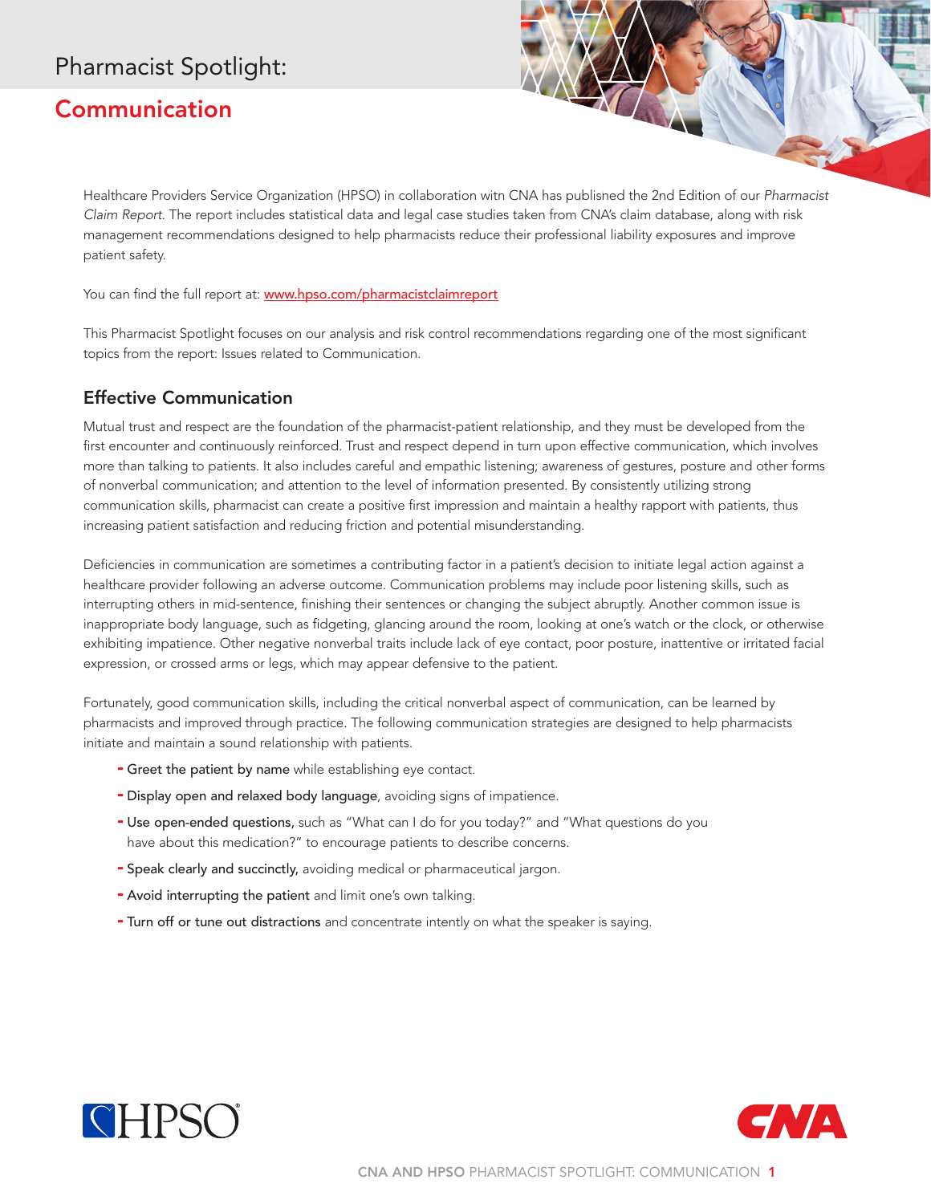# Pharmacist Spotlight:

## Communication

Healthcare Providers Service Organization (HPSO) in collaboration witn CNA has publisned the 2nd Edition of our *Pharmacist Claim Report*. The report includes statistical data and legal case studies taken from CNA's claim database, along with risk management recommendations designed to help pharmacists reduce their professional liability exposures and improve patient safety.

You can find the full report at: www.hpso.com/pharmacistclaimreport

This Pharmacist Spotlight focuses on our analysis and risk control recommendations regarding one of the most significant topics from the report: Issues related to Communication.

### Effective Communication

Mutual trust and respect are the foundation of the pharmacist-patient relationship, and they must be developed from the first encounter and continuously reinforced. Trust and respect depend in turn upon effective communication, which involves more than talking to patients. It also includes careful and empathic listening; awareness of gestures, posture and other forms of nonverbal communication; and attention to the level of information presented. By consistently utilizing strong communication skills, pharmacist can create a positive first impression and maintain a healthy rapport with patients, thus increasing patient satisfaction and reducing friction and potential misunderstanding.

Deficiencies in communication are sometimes a contributing factor in a patient's decision to initiate legal action against a healthcare provider following an adverse outcome. Communication problems may include poor listening skills, such as interrupting others in mid-sentence, finishing their sentences or changing the subject abruptly. Another common issue is inappropriate body language, such as fidgeting, glancing around the room, looking at one's watch or the clock, or otherwise exhibiting impatience. Other negative nonverbal traits include lack of eye contact, poor posture, inattentive or irritated facial expression, or crossed arms or legs, which may appear defensive to the patient.

Fortunately, good communication skills, including the critical nonverbal aspect of communication, can be learned by pharmacists and improved through practice. The following communication strategies are designed to help pharmacists initiate and maintain a sound relationship with patients.

- Greet the patient by name while establishing eye contact.
- Display open and relaxed body language, avoiding signs of impatience.
- Use open-ended questions, such as "What can I do for you today?" and "What questions do you have about this medication?" to encourage patients to describe concerns.
- Speak clearly and succinctly, avoiding medical or pharmaceutical jargon.
- Avoid interrupting the patient and limit one's own talking.
- Turn off or tune out distractions and concentrate intently on what the speaker is saying.

HPSO

CNA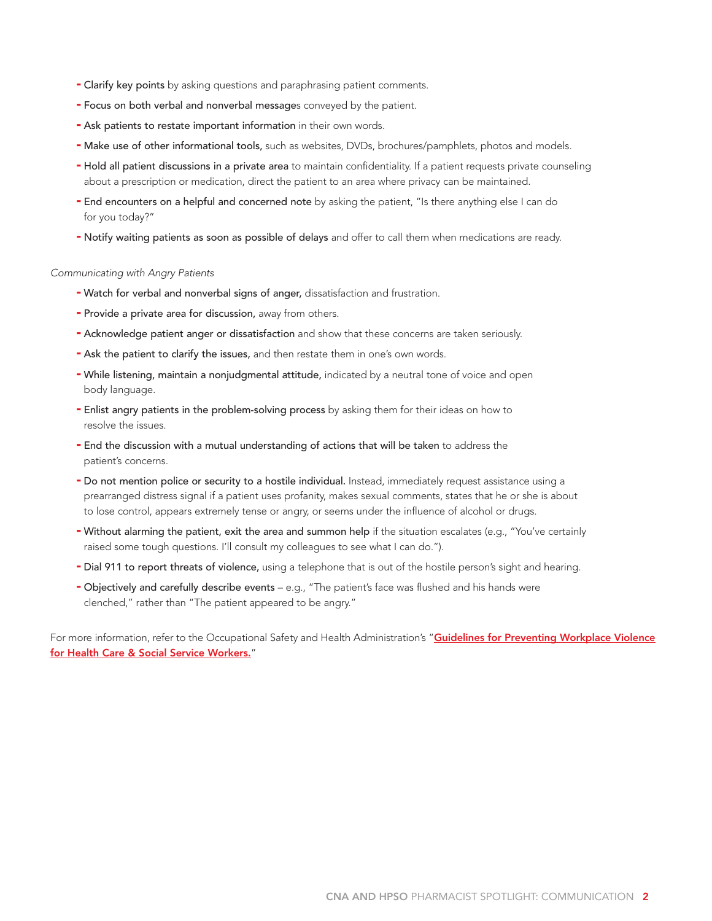- **Clarify key points** by asking questions and paraphrasing patient comments.
- **Focus on both verbal and nonverbal message**s conveyed by the patient.
- **Ask patients to restate important information** in their own words.
- **Make use of other informational tools,** such as websites, DVDs, brochures/pamphlets, photos and models.
- **Hold all patient discussions in a private area** to maintain confidentiality. If a patient requests private counseling about a prescription or medication, direct the patient to an area where privacy can be maintained.
- **End encounters on a helpful and concerned note** by asking the patient, "Is there anything else I can do for you today?"
- **Notify waiting patients as soon as possible of delays** and offer to call them when medications are ready.

*Communicating with Angry Patients*

- **Watch for verbal and nonverbal signs of anger,** dissatisfaction and frustration.
- **Provide a private area for discussion,** away from others.
- **Acknowledge patient anger or dissatisfaction** and show that these concerns are taken seriously.
- **Ask the patient to clarify the issues,** and then restate them in one's own words.
- **While listening, maintain a nonjudgmental attitude,** indicated by a neutral tone of voice and open body language.
- **Enlist angry patients in the problem-solving process** by asking them for their ideas on how to resolve the issues.
- **End the discussion with a mutual understanding of actions that will be taken** to address the patient's concerns.
- **Do not mention police or security to a hostile individual.** Instead, immediately request assistance using a prearranged distress signal if a patient uses profanity, makes sexual comments, states that he or she is about to lose control, appears extremely tense or angry, or seems under the influence of alcohol or drugs.
- **Without alarming the patient, exit the area and summon help** if the situation escalates (e.g., "You've certainly raised some tough questions. I'll consult my colleagues to see what I can do.").
- **Dial 911 to report threats of violence,** using a telephone that is out of the hostile person's sight and hearing.
- **Objectively and carefully describe events** – e.g., "The patient's face was flushed and his hands were clenched," rather than "The patient appeared to be angry."

For more information, refer to the Occupational Safety and Health Administration's "**Guidelines for Preventing Workplace Violence for Health Care & Social Service Workers.**"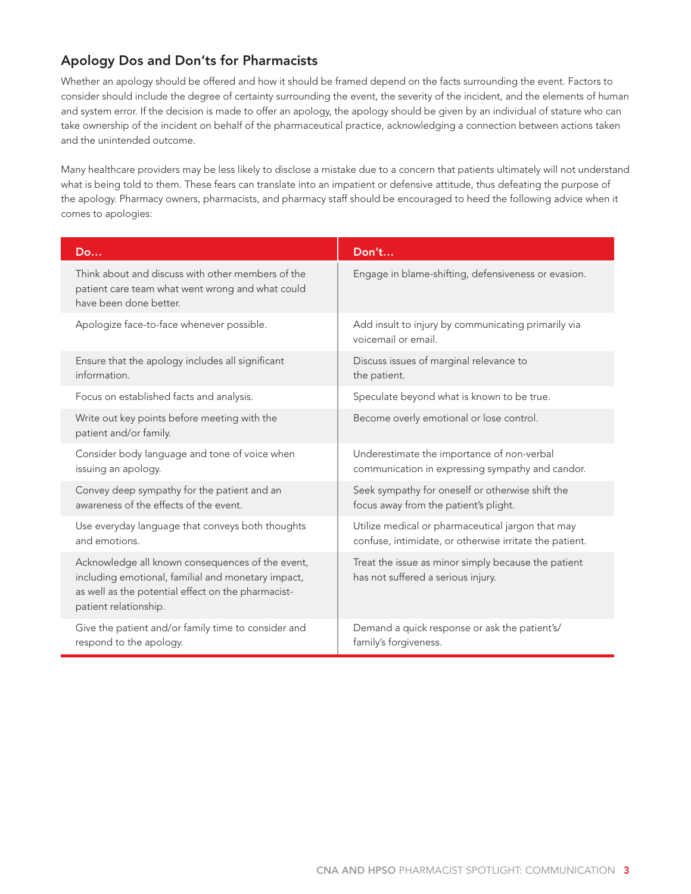## Apology Dos and Don'ts for Pharmacists

Whether an apology should be offered and how it should be framed depend on the facts surrounding the event. Factors to consider should include the degree of certainty surrounding the event, the severity of the incident, and the elements of human and system error. If the decision is made to offer an apology, the apology should be given by an individual of stature who can take ownership of the incident on behalf of the pharmaceutical practice, acknowledging a connection between actions taken and the unintended outcome.

Many healthcare providers may be less likely to disclose a mistake due to a concern that patients ultimately will not understand what is being told to them. These fears can translate into an impatient or defensive attitude, thus defeating the purpose of the apology. Pharmacy owners, pharmacists, and pharmacy staff should be encouraged to heed the following advice when it comes to apologies:

| Do… | Don't… |
|---|---|
| Think about and discuss with other members of the patient care team what went wrong and what could have been done better. | Engage in blame-shifting, defensiveness or evasion. |
| Apologize face-to-face whenever possible. | Add insult to injury by communicating primarily via voicemail or email. |
| Ensure that the apology includes all significant information. | Discuss issues of marginal relevance to the patient. |
| Focus on established facts and analysis. | Speculate beyond what is known to be true. |
| Write out key points before meeting with the patient and/or family. | Become overly emotional or lose control. |
| Consider body language and tone of voice when issuing an apology. | Underestimate the importance of non-verbal communication in expressing sympathy and candor. |
| Convey deep sympathy for the patient and an awareness of the effects of the event. | Seek sympathy for oneself or otherwise shift the focus away from the patient's plight. |
| Use everyday language that conveys both thoughts and emotions. | Utilize medical or pharmaceutical jargon that may confuse, intimidate, or otherwise irritate the patient. |
| Acknowledge all known consequences of the event, including emotional, familial and monetary impact, as well as the potential effect on the pharmacist-patient relationship. | Treat the issue as minor simply because the patient has not suffered a serious injury. |
| Give the patient and/or family time to consider and respond to the apology. | Demand a quick response or ask the patient's/family's forgiveness. |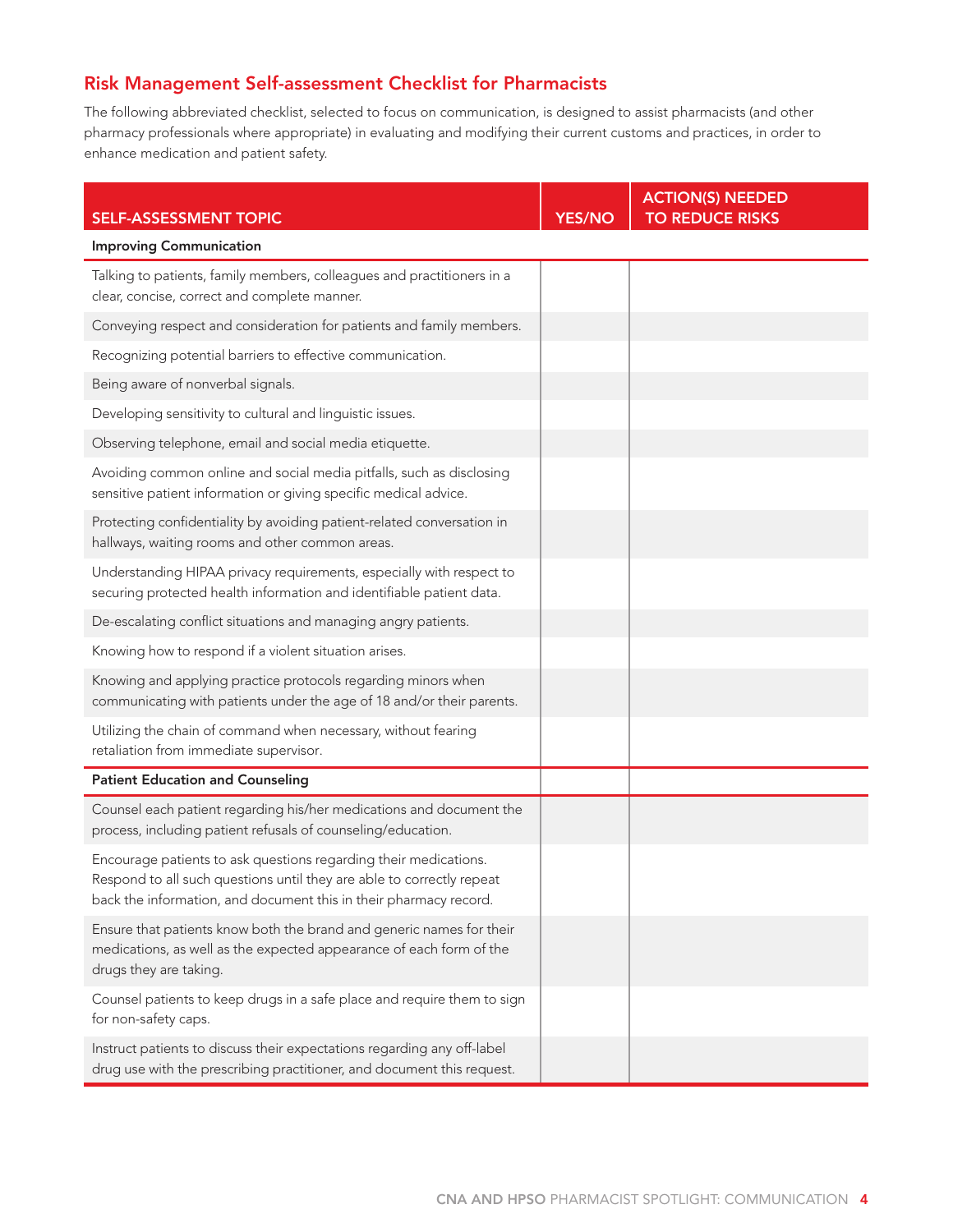## Risk Management Self-assessment Checklist for Pharmacists

The following abbreviated checklist, selected to focus on communication, is designed to assist pharmacists (and other pharmacy professionals where appropriate) in evaluating and modifying their current customs and practices, in order to enhance medication and patient safety.

| SELF-ASSESSMENT TOPIC | YES/NO | ACTION(S) NEEDED TO REDUCE RISKS |
|---|---|---|
| **Improving Communication** | | |
| Talking to patients, family members, colleagues and practitioners in a clear, concise, correct and complete manner. | | |
| Conveying respect and consideration for patients and family members. | | |
| Recognizing potential barriers to effective communication. | | |
| Being aware of nonverbal signals. | | |
| Developing sensitivity to cultural and linguistic issues. | | |
| Observing telephone, email and social media etiquette. | | |
| Avoiding common online and social media pitfalls, such as disclosing sensitive patient information or giving specific medical advice. | | |
| Protecting confidentiality by avoiding patient-related conversation in hallways, waiting rooms and other common areas. | | |
| Understanding HIPAA privacy requirements, especially with respect to securing protected health information and identifiable patient data. | | |
| De-escalating conflict situations and managing angry patients. | | |
| Knowing how to respond if a violent situation arises. | | |
| Knowing and applying practice protocols regarding minors when communicating with patients under the age of 18 and/or their parents. | | |
| Utilizing the chain of command when necessary, without fearing retaliation from immediate supervisor. | | |
| **Patient Education and Counseling** | | |
| Counsel each patient regarding his/her medications and document the process, including patient refusals of counseling/education. | | |
| Encourage patients to ask questions regarding their medications. Respond to all such questions until they are able to correctly repeat back the information, and document this in their pharmacy record. | | |
| Ensure that patients know both the brand and generic names for their medications, as well as the expected appearance of each form of the drugs they are taking. | | |
| Counsel patients to keep drugs in a safe place and require them to sign for non-safety caps. | | |
| Instruct patients to discuss their expectations regarding any off-label drug use with the prescribing practitioner, and document this request. | | |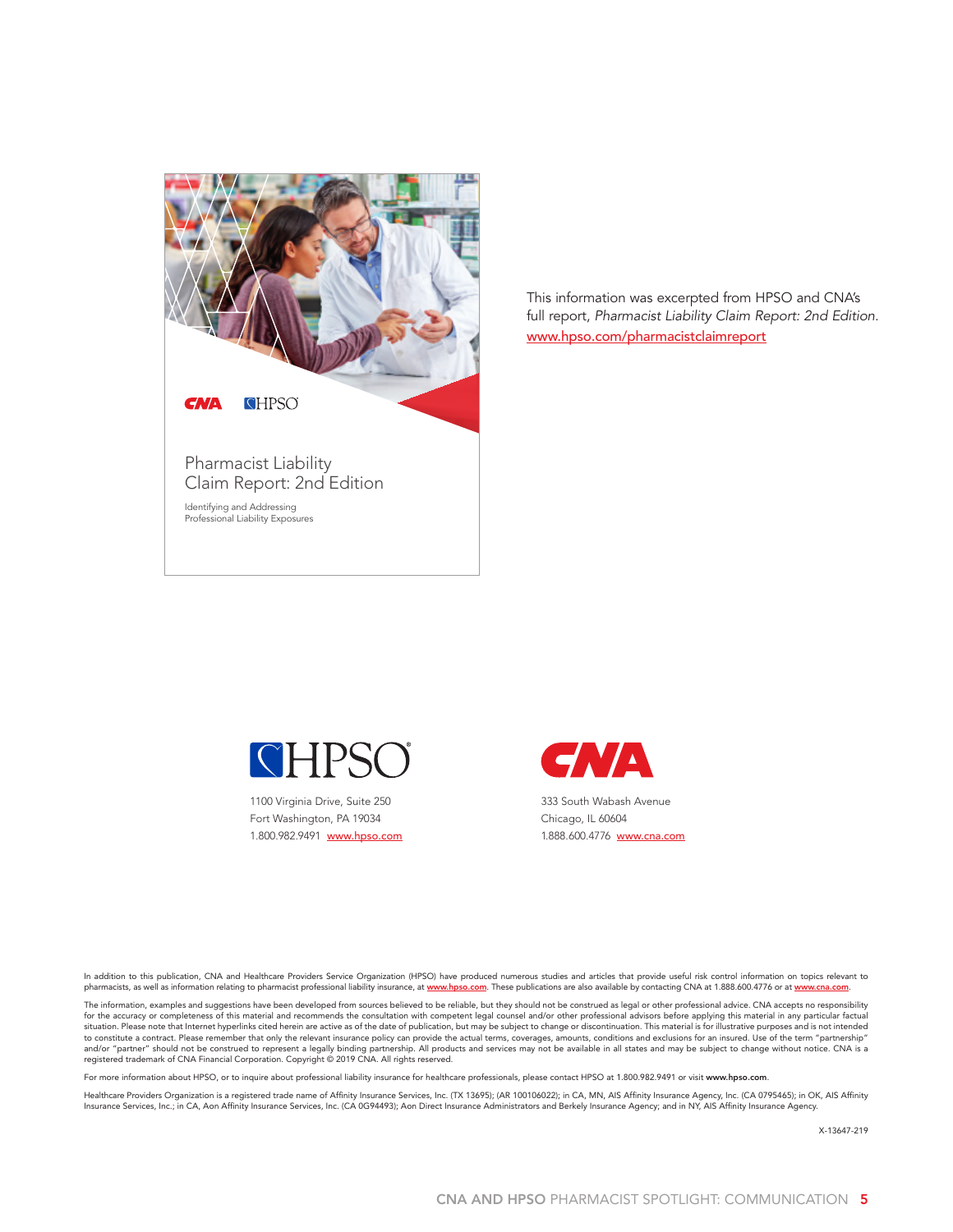Pharmacist Liability Claim Report: 2nd Edition

Identifying and Addressing Professional Liability Exposures

This information was excerpted from HPSO and CNA's full report, *Pharmacist Liability Claim Report: 2nd Edition.*
www.hpso.com/pharmacistclaimreport

HPSO
1100 Virginia Drive, Suite 250
Fort Washington, PA 19034
1.800.982.9491 www.hpso.com

CNA
333 South Wabash Avenue
Chicago, IL 60604
1.888.600.4776 www.cna.com

In addition to this publication, CNA and Healthcare Providers Service Organization (HPSO) have produced numerous studies and articles that provide useful risk control information on topics relevant to pharmacists, as well as information relating to pharmacist professional liability insurance, at www.hpso.com. These publications are also available by contacting CNA at 1.888.600.4776 or at www.cna.com.

The information, examples and suggestions have been developed from sources believed to be reliable, but they should not be construed as legal or other professional advice. CNA accepts no responsibility for the accuracy or completeness of this material and recommends the consultation with competent legal counsel and/or other professional advisors before applying this material in any particular factual situation. Please note that Internet hyperlinks cited herein are active as of the date of publication, but may be subject to change or discontinuation. This material is for illustrative purposes and is not intended to constitute a contract. Please remember that only the relevant insurance policy can provide the actual terms, coverages, amounts, conditions and exclusions for an insured. Use of the term "partnership" and/or "partner" should not be construed to represent a legally binding partnership. All products and services may not be available in all states and may be subject to change without notice. CNA is a registered trademark of CNA Financial Corporation. Copyright © 2019 CNA. All rights reserved.

For more information about HPSO, or to inquire about professional liability insurance for healthcare professionals, please contact HPSO at 1.800.982.9491 or visit **www.hpso.com**.

Healthcare Providers Organization is a registered trade name of Affinity Insurance Services, Inc. (TX 13695); (AR 100106022); in CA, MN, AIS Affinity Insurance Agency, Inc. (CA 0795465); in OK, AIS Affinity Insurance Services, Inc.; in CA, Aon Affinity Insurance Services, Inc. (CA 0G94493); Aon Direct Insurance Administrators and Berkely Insurance Agency; and in NY, AIS Affinity Insurance Agency.

X-13647-219